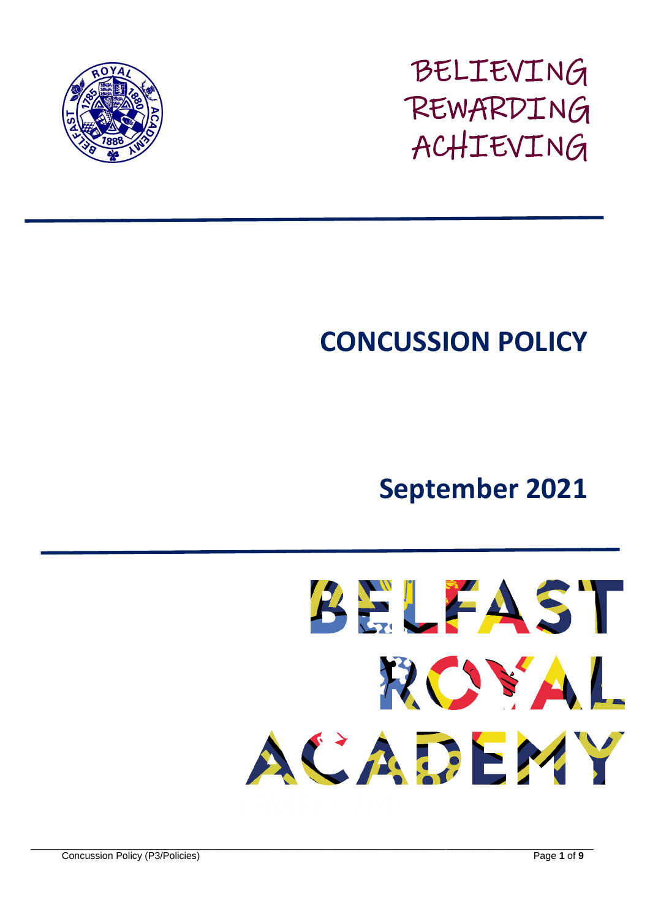BELIEVING
REWARDING
ACHIEVING

# CONCUSSION POLICY

## September 2021

BELFAST ROYAL ACADEMY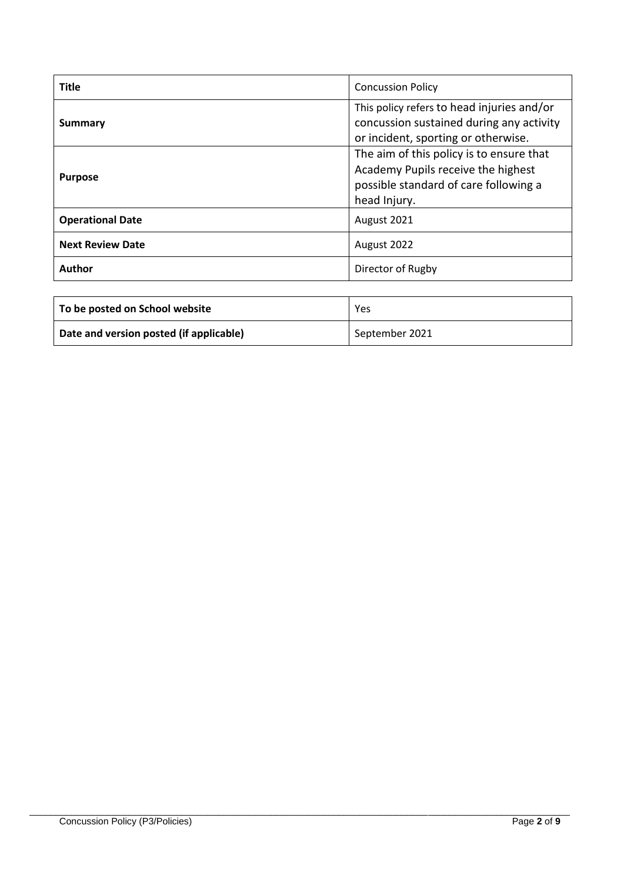| **Title** | Concussion Policy |
| --- | --- |
| **Summary** | This policy refers to head injuries and/or concussion sustained during any activity or incident, sporting or otherwise. |
| **Purpose** | The aim of this policy is to ensure that Academy Pupils receive the highest possible standard of care following a head Injury. |
| **Operational Date** | August 2021 |
| **Next Review Date** | August 2022 |
| **Author** | Director of Rugby |

| **To be posted on School website** | Yes |
| --- | --- |
| **Date and version posted (if applicable)** | September 2021 |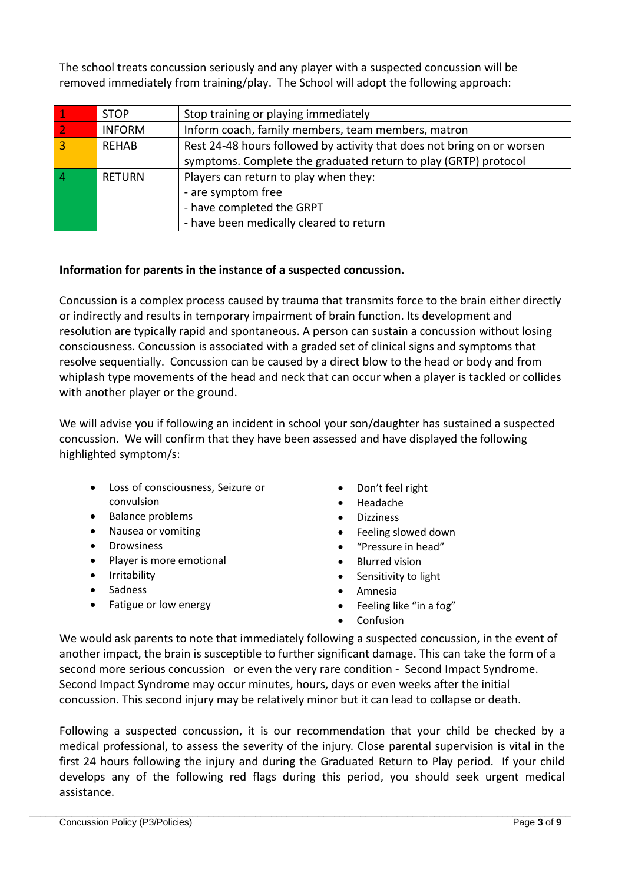The school treats concussion seriously and any player with a suspected concussion will be removed immediately from training/play. The School will adopt the following approach:

| | | |
|---|---|---|
| 1 | STOP | Stop training or playing immediately |
| 2 | INFORM | Inform coach, family members, team members, matron |
| 3 | REHAB | Rest 24-48 hours followed by activity that does not bring on or worsen symptoms. Complete the graduated return to play (GRTP) protocol |
| 4 | RETURN | Players can return to play when they:<br>- are symptom free<br>- have completed the GRPT<br>- have been medically cleared to return |

**Information for parents in the instance of a suspected concussion.**

Concussion is a complex process caused by trauma that transmits force to the brain either directly or indirectly and results in temporary impairment of brain function. Its development and resolution are typically rapid and spontaneous. A person can sustain a concussion without losing consciousness. Concussion is associated with a graded set of clinical signs and symptoms that resolve sequentially. Concussion can be caused by a direct blow to the head or body and from whiplash type movements of the head and neck that can occur when a player is tackled or collides with another player or the ground.

We will advise you if following an incident in school your son/daughter has sustained a suspected concussion. We will confirm that they have been assessed and have displayed the following highlighted symptom/s:

- Loss of consciousness, Seizure or convulsion
- Balance problems
- Nausea or vomiting
- Drowsiness
- Player is more emotional
- Irritability
- Sadness
- Fatigue or low energy
- Don't feel right
- Headache
- Dizziness
- Feeling slowed down
- "Pressure in head"
- Blurred vision
- Sensitivity to light
- Amnesia
- Feeling like "in a fog"
- Confusion

We would ask parents to note that immediately following a suspected concussion, in the event of another impact, the brain is susceptible to further significant damage. This can take the form of a second more serious concussion or even the very rare condition - Second Impact Syndrome. Second Impact Syndrome may occur minutes, hours, days or even weeks after the initial concussion. This second injury may be relatively minor but it can lead to collapse or death.

Following a suspected concussion, it is our recommendation that your child be checked by a medical professional, to assess the severity of the injury. Close parental supervision is vital in the first 24 hours following the injury and during the Graduated Return to Play period. If your child develops any of the following red flags during this period, you should seek urgent medical assistance.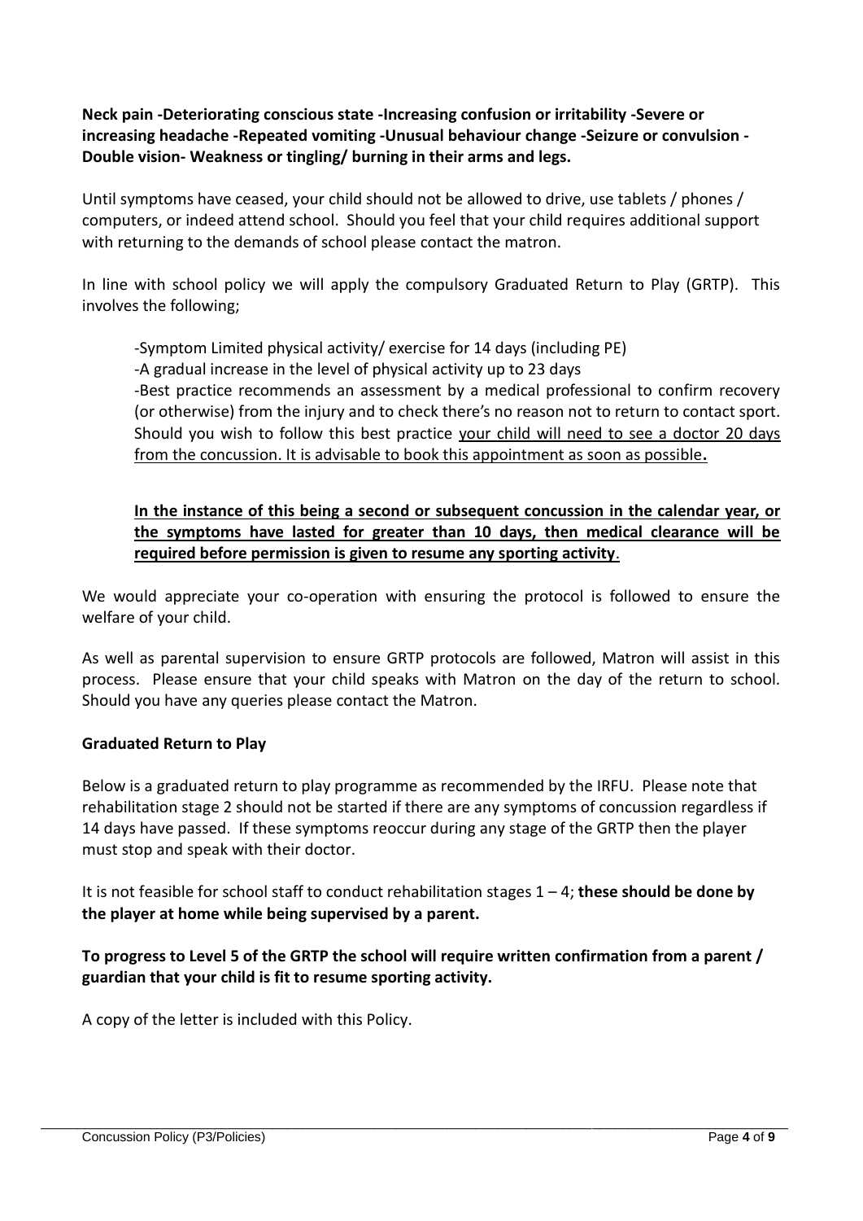**Neck pain -Deteriorating conscious state -Increasing confusion or irritability -Severe or increasing headache -Repeated vomiting -Unusual behaviour change -Seizure or convulsion - Double vision- Weakness or tingling/ burning in their arms and legs.**

Until symptoms have ceased, your child should not be allowed to drive, use tablets / phones / computers, or indeed attend school. Should you feel that your child requires additional support with returning to the demands of school please contact the matron.

In line with school policy we will apply the compulsory Graduated Return to Play (GRTP). This involves the following;

-Symptom Limited physical activity/ exercise for 14 days (including PE)
-A gradual increase in the level of physical activity up to 23 days
-Best practice recommends an assessment by a medical professional to confirm recovery (or otherwise) from the injury and to check there's no reason not to return to contact sport. Should you wish to follow this best practice <u>your child will need to see a doctor 20 days from the concussion. It is advisable to book this appointment as soon as possible</u>**.**

**<u>In the instance of this being a second or subsequent concussion in the calendar year, or the symptoms have lasted for greater than 10 days, then medical clearance will be required before permission is given to resume any sporting activity</u>**.

We would appreciate your co-operation with ensuring the protocol is followed to ensure the welfare of your child.

As well as parental supervision to ensure GRTP protocols are followed, Matron will assist in this process. Please ensure that your child speaks with Matron on the day of the return to school. Should you have any queries please contact the Matron.

**Graduated Return to Play**

Below is a graduated return to play programme as recommended by the IRFU. Please note that rehabilitation stage 2 should not be started if there are any symptoms of concussion regardless if 14 days have passed. If these symptoms reoccur during any stage of the GRTP then the player must stop and speak with their doctor.

It is not feasible for school staff to conduct rehabilitation stages 1 – 4; **these should be done by the player at home while being supervised by a parent.**

**To progress to Level 5 of the GRTP the school will require written confirmation from a parent / guardian that your child is fit to resume sporting activity.**

A copy of the letter is included with this Policy.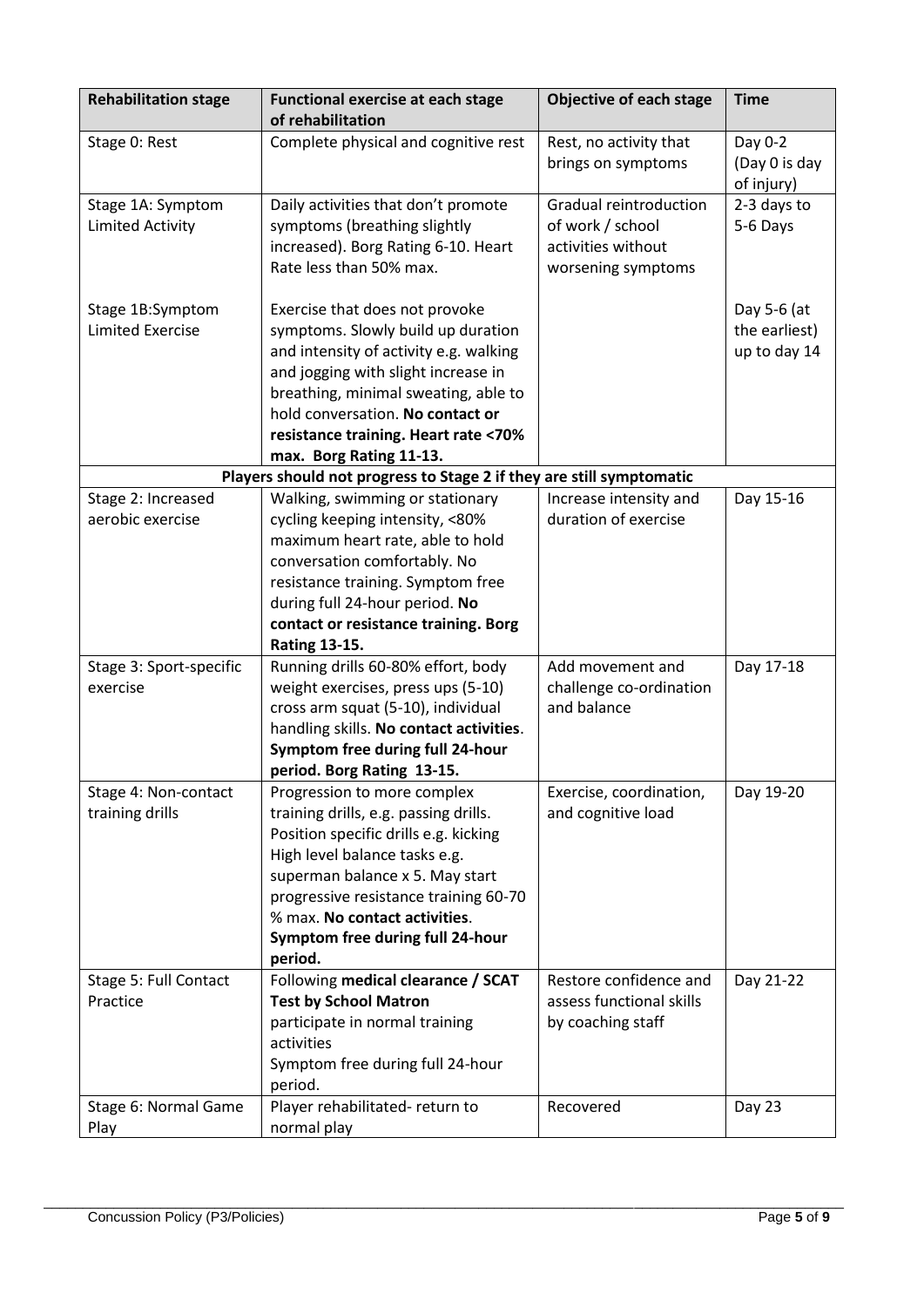| Rehabilitation stage | Functional exercise at each stage of rehabilitation | Objective of each stage | Time |
|---|---|---|---|
| Stage 0: Rest | Complete physical and cognitive rest | Rest, no activity that brings on symptoms | Day 0-2 (Day 0 is day of injury) |
| Stage 1A: Symptom Limited Activity | Daily activities that don't promote symptoms (breathing slightly increased). Borg Rating 6-10. Heart Rate less than 50% max. | Gradual reintroduction of work / school activities without worsening symptoms | 2-3 days to 5-6 Days |
| Stage 1B:Symptom Limited Exercise | Exercise that does not provoke symptoms. Slowly build up duration and intensity of activity e.g. walking and jogging with slight increase in breathing, minimal sweating, able to hold conversation. **No contact or resistance training. Heart rate <70% max. Borg Rating 11-13.** | | Day 5-6 (at the earliest) up to day 14 |
| **Players should not progress to Stage 2 if they are still symptomatic** | | | |
| Stage 2: Increased aerobic exercise | Walking, swimming or stationary cycling keeping intensity, <80% maximum heart rate, able to hold conversation comfortably. No resistance training. Symptom free during full 24-hour period. **No contact or resistance training. Borg Rating 13-15.** | Increase intensity and duration of exercise | Day 15-16 |
| Stage 3: Sport-specific exercise | Running drills 60-80% effort, body weight exercises, press ups (5-10) cross arm squat (5-10), individual handling skills. **No contact activities. Symptom free during full 24-hour period. Borg Rating 13-15.** | Add movement and challenge co-ordination and balance | Day 17-18 |
| Stage 4: Non-contact training drills | Progression to more complex training drills, e.g. passing drills. Position specific drills e.g. kicking High level balance tasks e.g. superman balance x 5. May start progressive resistance training 60-70 % max. **No contact activities. Symptom free during full 24-hour period.** | Exercise, coordination, and cognitive load | Day 19-20 |
| Stage 5: Full Contact Practice | Following **medical clearance / SCAT Test by School Matron** participate in normal training activities Symptom free during full 24-hour period. | Restore confidence and assess functional skills by coaching staff | Day 21-22 |
| Stage 6: Normal Game Play | Player rehabilitated- return to normal play | Recovered | Day 23 |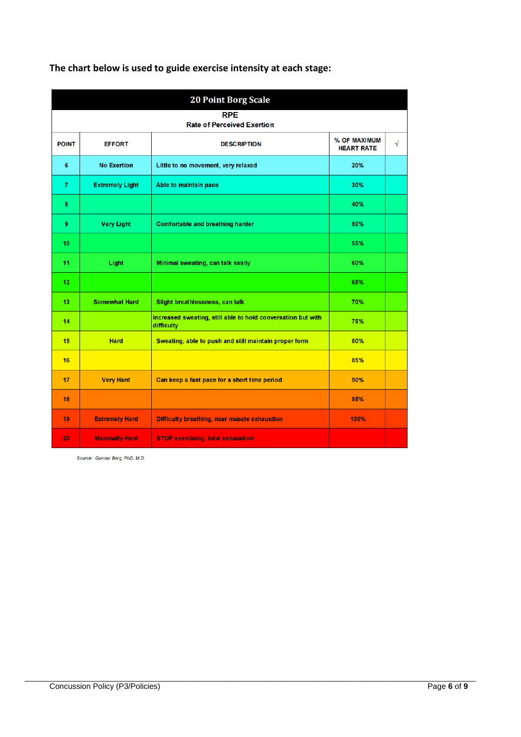**The chart below is used to guide exercise intensity at each stage:**

| 20 Point Borg Scale | | | | |
|---|---|---|---|---|
| RPE<br>Rate of Perceived Exertion | | | | |
| POINT | EFFORT | DESCRIPTION | % OF MAXIMUM HEART RATE | √ |
| 6 | No Exertion | Little to no movement, very relaxed | 20% | |
| 7 | Extremely Light | Able to maintain pace | 30% | |
| 8 | | | 40% | |
| 9 | Very Light | Comfortable and breathing harder | 50% | |
| 10 | | | 55% | |
| 11 | Light | Minimal sweating, can talk easily | 60% | |
| 12 | | | 65% | |
| 13 | Somewhat Hard | Slight breathlessness, can talk | 70% | |
| 14 | | Increased sweating, still able to hold conversation but with difficulty | 75% | |
| 15 | Hard | Sweating, able to push and still maintain proper form | 80% | |
| 16 | | | 85% | |
| 17 | Very Hard | Can keep a fast pace for a short time period | 90% | |
| 18 | | | 95% | |
| 19 | Extremely Hard | Difficulty breathing, near muscle exhaustion | 100% | |
| 20 | Maximally Hard | STOP exercising, total exhaustion | | |

*Source: Gunnar Borg, PhD, M.D.*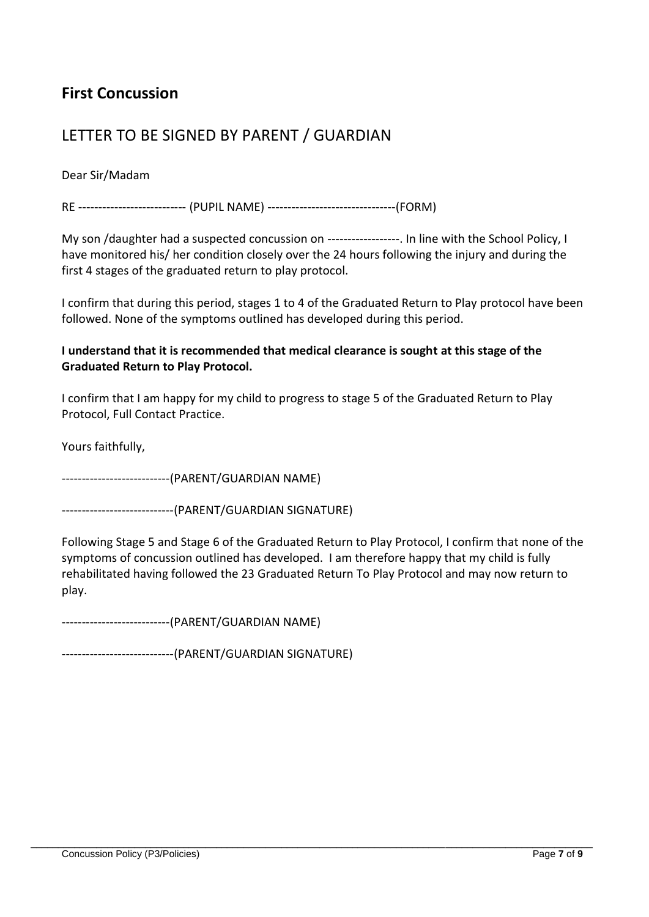## First Concussion

## LETTER TO BE SIGNED BY PARENT / GUARDIAN

Dear Sir/Madam

RE --------------------------- (PUPIL NAME) --------------------------------(FORM)

My son /daughter had a suspected concussion on ------------------. In line with the School Policy, I have monitored his/ her condition closely over the 24 hours following the injury and during the first 4 stages of the graduated return to play protocol.

I confirm that during this period, stages 1 to 4 of the Graduated Return to Play protocol have been followed. None of the symptoms outlined has developed during this period.

**I understand that it is recommended that medical clearance is sought at this stage of the Graduated Return to Play Protocol.**

I confirm that I am happy for my child to progress to stage 5 of the Graduated Return to Play Protocol, Full Contact Practice.

Yours faithfully,

---------------------------(PARENT/GUARDIAN NAME)

----------------------------(PARENT/GUARDIAN SIGNATURE)

Following Stage 5 and Stage 6 of the Graduated Return to Play Protocol, I confirm that none of the symptoms of concussion outlined has developed. I am therefore happy that my child is fully rehabilitated having followed the 23 Graduated Return To Play Protocol and may now return to play.

---------------------------(PARENT/GUARDIAN NAME)

----------------------------(PARENT/GUARDIAN SIGNATURE)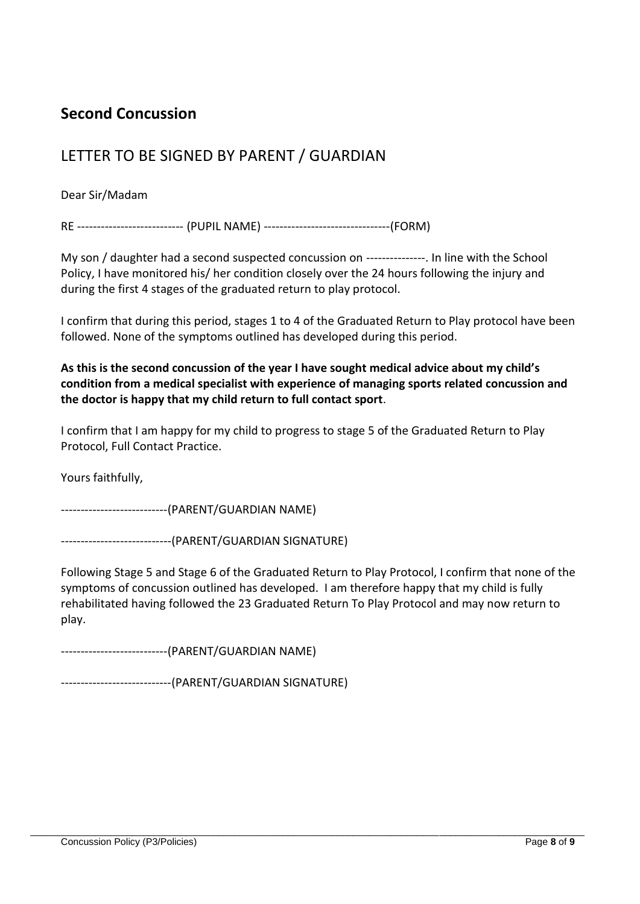## Second Concussion

## LETTER TO BE SIGNED BY PARENT / GUARDIAN

Dear Sir/Madam

RE --------------------------- (PUPIL NAME) --------------------------------(FORM)

My son / daughter had a second suspected concussion on ---------------. In line with the School Policy, I have monitored his/ her condition closely over the 24 hours following the injury and during the first 4 stages of the graduated return to play protocol.

I confirm that during this period, stages 1 to 4 of the Graduated Return to Play protocol have been followed. None of the symptoms outlined has developed during this period.

**As this is the second concussion of the year I have sought medical advice about my child's condition from a medical specialist with experience of managing sports related concussion and the doctor is happy that my child return to full contact sport**.

I confirm that I am happy for my child to progress to stage 5 of the Graduated Return to Play Protocol, Full Contact Practice.

Yours faithfully,

---------------------------(PARENT/GUARDIAN NAME)

----------------------------(PARENT/GUARDIAN SIGNATURE)

Following Stage 5 and Stage 6 of the Graduated Return to Play Protocol, I confirm that none of the symptoms of concussion outlined has developed. I am therefore happy that my child is fully rehabilitated having followed the 23 Graduated Return To Play Protocol and may now return to play.

---------------------------(PARENT/GUARDIAN NAME)

----------------------------(PARENT/GUARDIAN SIGNATURE)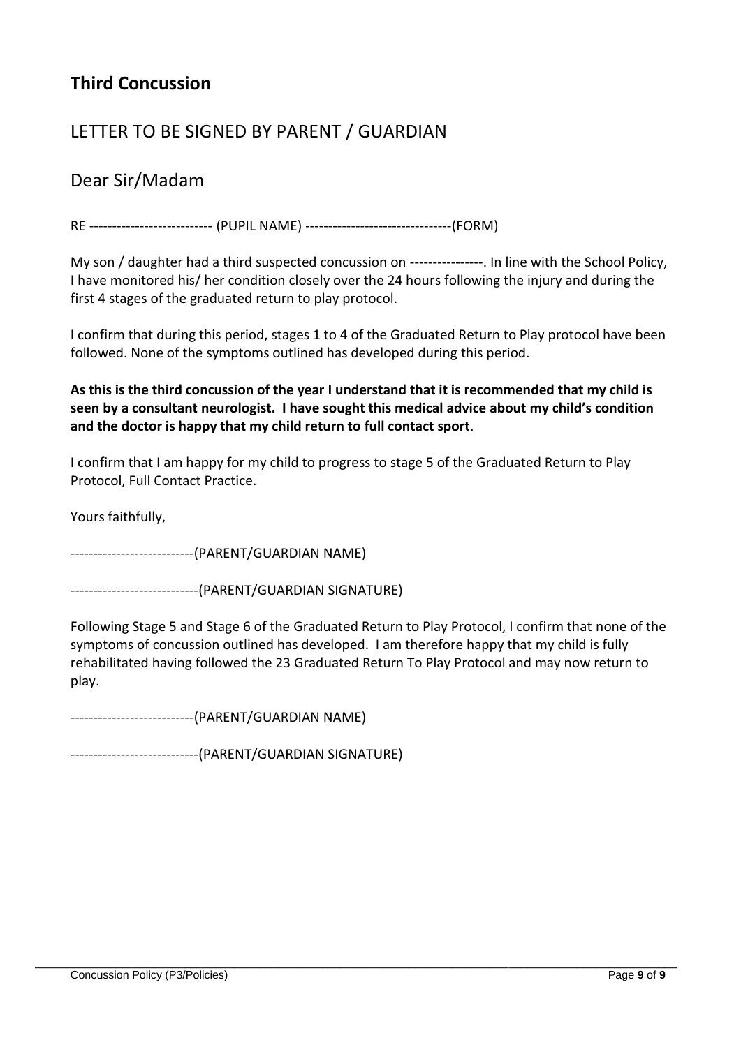## Third Concussion

# LETTER TO BE SIGNED BY PARENT / GUARDIAN

# Dear Sir/Madam

RE -------------------------- (PUPIL NAME) -------------------------------(FORM)

My son / daughter had a third suspected concussion on ----------------. In line with the School Policy, I have monitored his/ her condition closely over the 24 hours following the injury and during the first 4 stages of the graduated return to play protocol.

I confirm that during this period, stages 1 to 4 of the Graduated Return to Play protocol have been followed. None of the symptoms outlined has developed during this period.

**As this is the third concussion of the year I understand that it is recommended that my child is seen by a consultant neurologist. I have sought this medical advice about my child's condition and the doctor is happy that my child return to full contact sport**.

I confirm that I am happy for my child to progress to stage 5 of the Graduated Return to Play Protocol, Full Contact Practice.

Yours faithfully,

--------------------------(PARENT/GUARDIAN NAME)

---------------------------(PARENT/GUARDIAN SIGNATURE)

Following Stage 5 and Stage 6 of the Graduated Return to Play Protocol, I confirm that none of the symptoms of concussion outlined has developed. I am therefore happy that my child is fully rehabilitated having followed the 23 Graduated Return To Play Protocol and may now return to play.

--------------------------(PARENT/GUARDIAN NAME)

---------------------------(PARENT/GUARDIAN SIGNATURE)